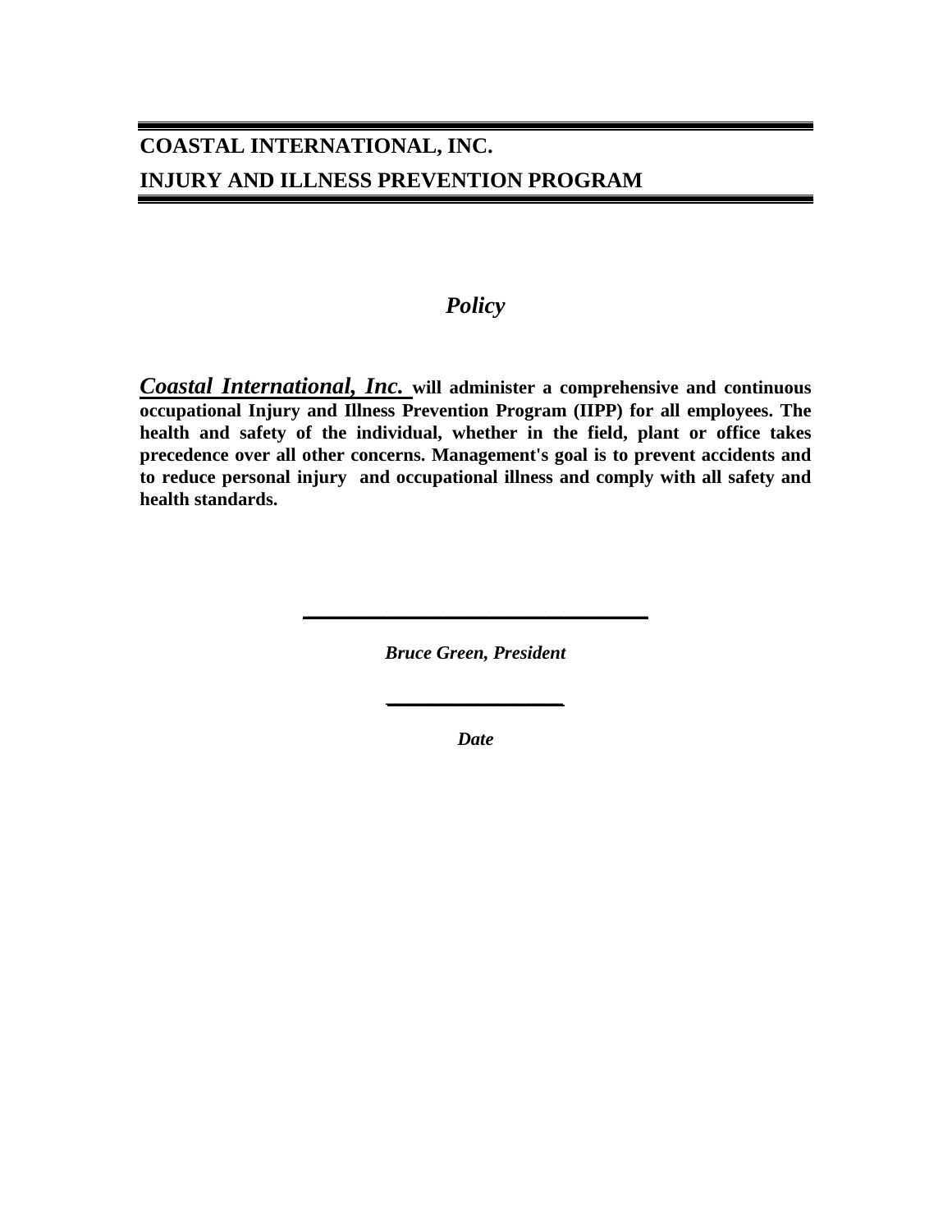# COASTAL INTERNATIONAL, INC.
# INJURY AND ILLNESS PREVENTION PROGRAM

## *Policy*

***Coastal International, Inc.*** **will administer a comprehensive and continuous occupational Injury and Illness Prevention Program (IIPP) for all employees. The health and safety of the individual, whether in the field, plant or office takes precedence over all other concerns. Management's goal is to prevent accidents and to reduce personal injury and occupational illness and comply with all safety and health standards.**

\_\_\_\_\_\_\_\_\_\_\_\_\_\_\_\_\_\_\_\_\_\_\_\_\_\_\_\_\_\_

***Bruce Green, President***

\_\_\_\_\_\_\_\_\_\_\_\_\_\_\_

***Date***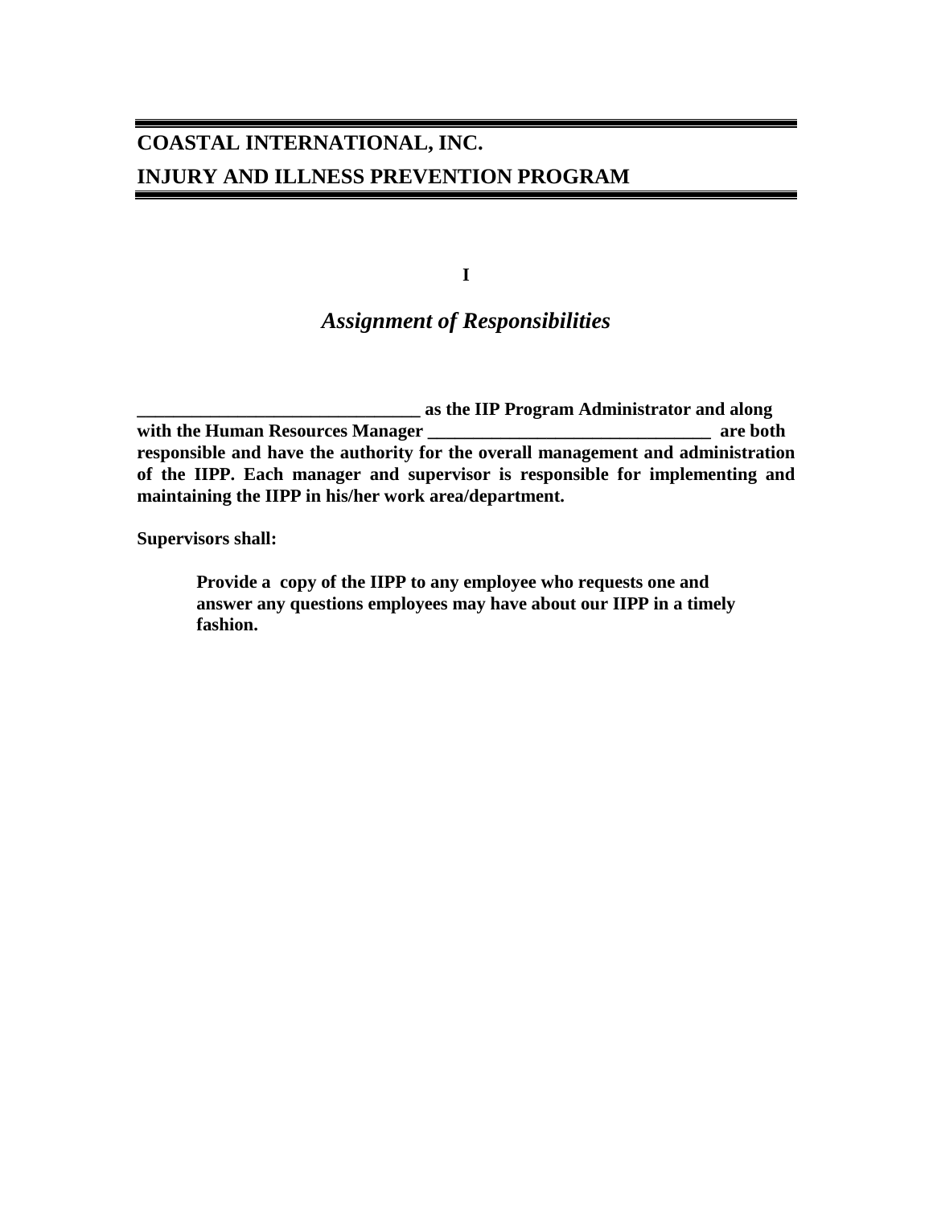# COASTAL INTERNATIONAL, INC.

# INJURY AND ILLNESS PREVENTION PROGRAM

## I

## *Assignment of Responsibilities*

**_______________________________ as the IIP Program Administrator and along with the Human Resources Manager _______________________________ are both responsible and have the authority for the overall management and administration of the IIPP. Each manager and supervisor is responsible for implementing and maintaining the IIPP in his/her work area/department.**

**Supervisors shall:**

> **Provide a copy of the IIPP to any employee who requests one and answer any questions employees may have about our IIPP in a timely fashion.**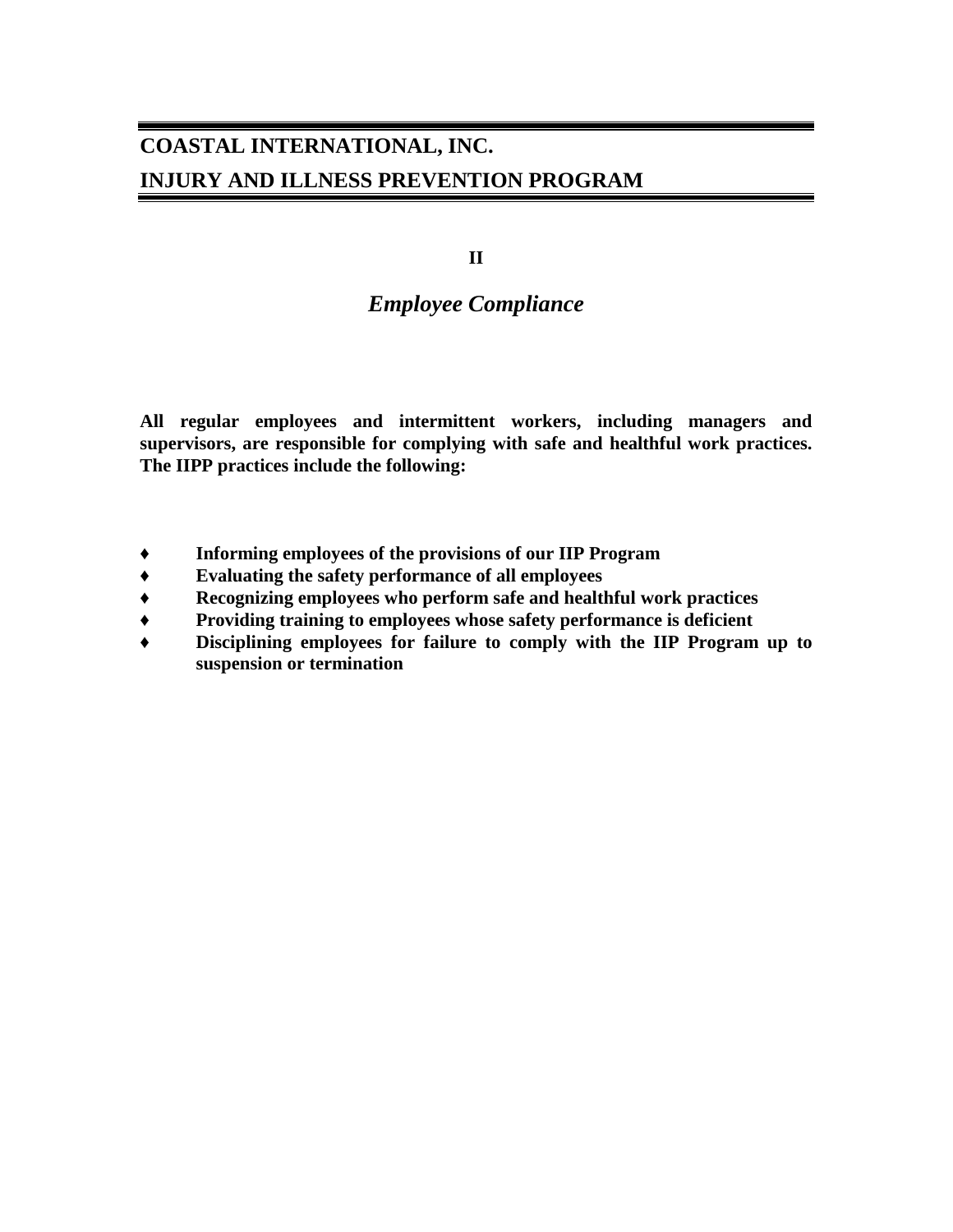# COASTAL INTERNATIONAL, INC.

# INJURY AND ILLNESS PREVENTION PROGRAM

## II

## *Employee Compliance*

**All regular employees and intermittent workers, including managers and supervisors, are responsible for complying with safe and healthful work practices. The IIPP practices include the following:**

- **Informing employees of the provisions of our IIP Program**
- **Evaluating the safety performance of all employees**
- **Recognizing employees who perform safe and healthful work practices**
- **Providing training to employees whose safety performance is deficient**
- **Disciplining employees for failure to comply with the IIP Program up to suspension or termination**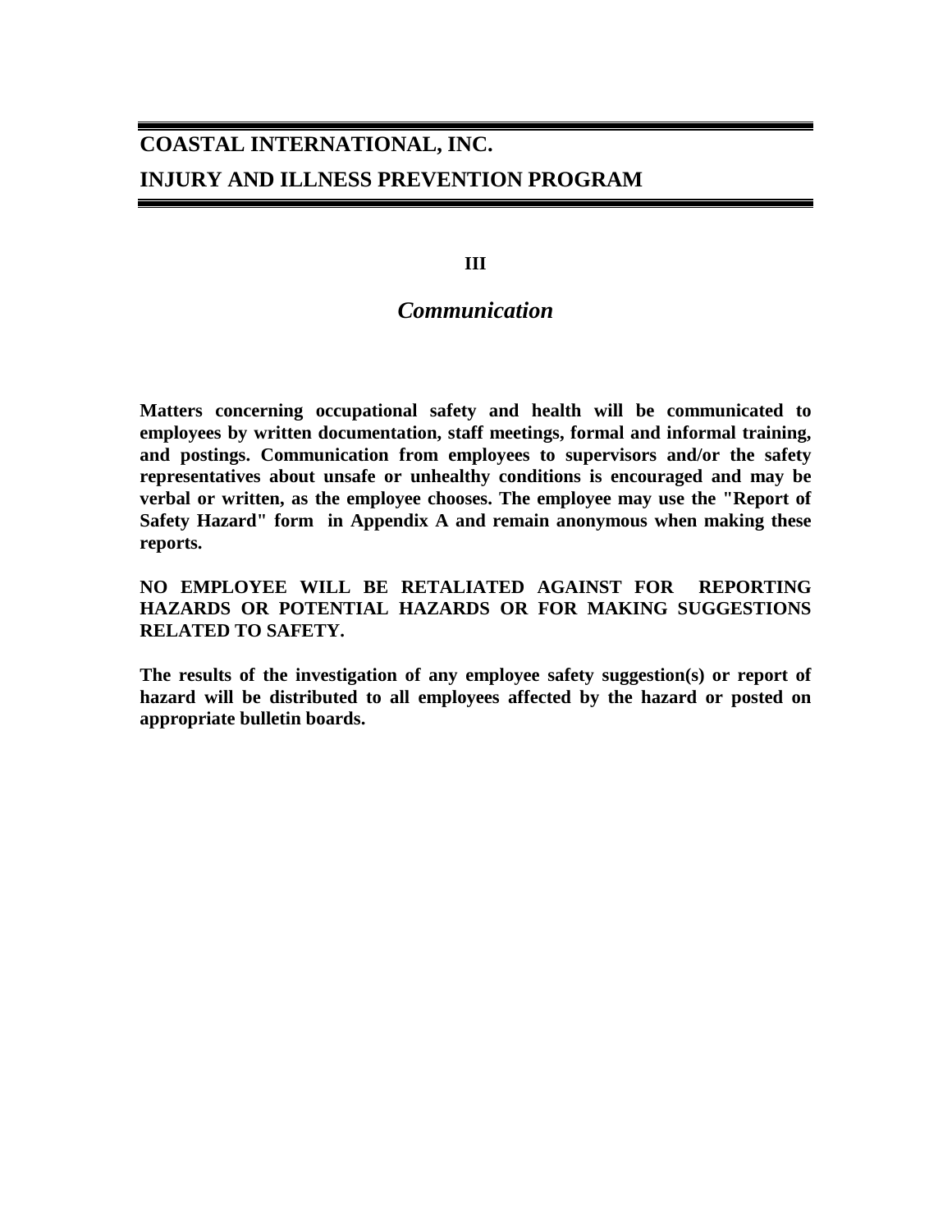# COASTAL INTERNATIONAL, INC.

# INJURY AND ILLNESS PREVENTION PROGRAM

## III

## *Communication*

**Matters concerning occupational safety and health will be communicated to employees by written documentation, staff meetings, formal and informal training, and postings. Communication from employees to supervisors and/or the safety representatives about unsafe or unhealthy conditions is encouraged and may be verbal or written, as the employee chooses. The employee may use the "Report of Safety Hazard" form in Appendix A and remain anonymous when making these reports.**

**NO EMPLOYEE WILL BE RETALIATED AGAINST FOR REPORTING HAZARDS OR POTENTIAL HAZARDS OR FOR MAKING SUGGESTIONS RELATED TO SAFETY.**

**The results of the investigation of any employee safety suggestion(s) or report of hazard will be distributed to all employees affected by the hazard or posted on appropriate bulletin boards.**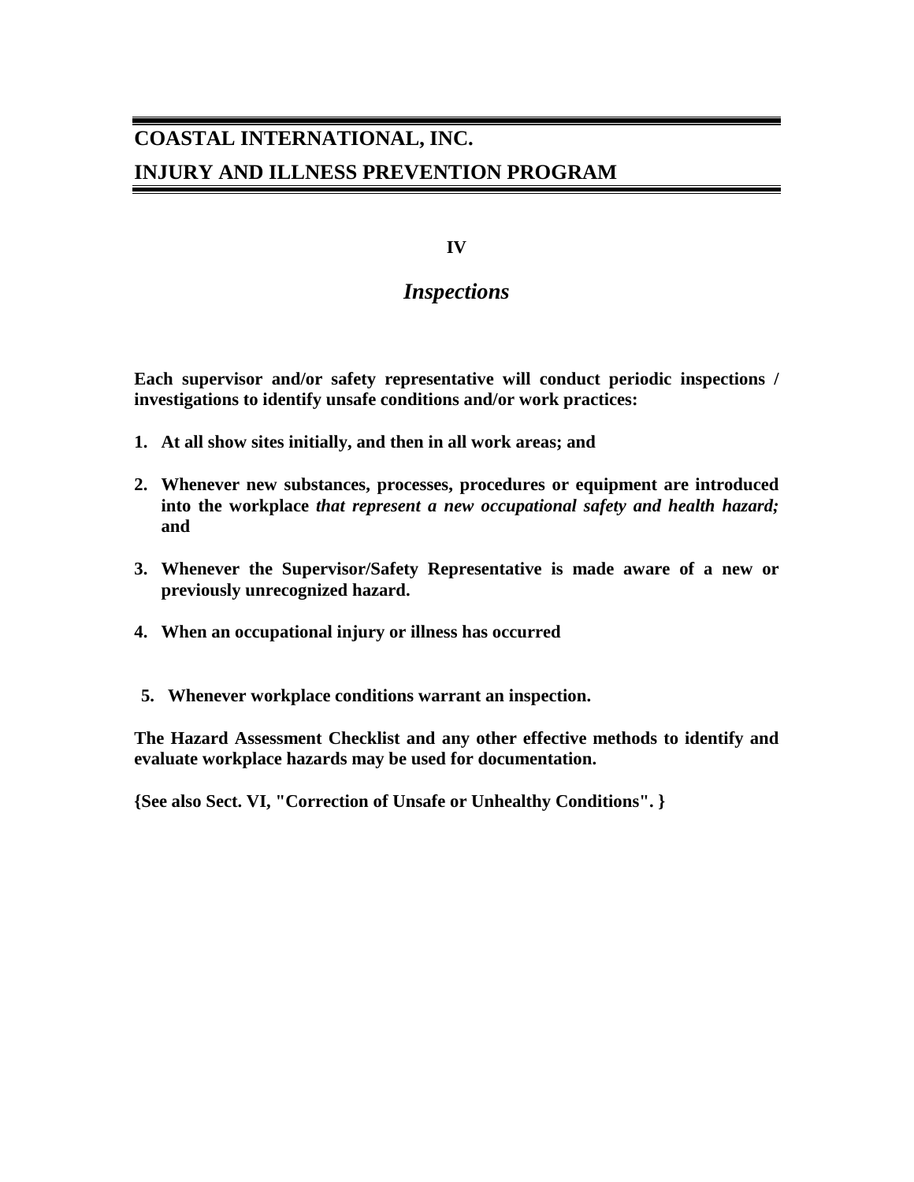# COASTAL INTERNATIONAL, INC.
# INJURY AND ILLNESS PREVENTION PROGRAM

## IV

## *Inspections*

**Each supervisor and/or safety representative will conduct periodic inspections / investigations to identify unsafe conditions and/or work practices:**

1. **At all show sites initially, and then in all work areas; and**

2. **Whenever new substances, processes, procedures or equipment are introduced into the workplace *that represent a new occupational safety and health hazard;* and**

3. **Whenever the Supervisor/Safety Representative is made aware of a new or previously unrecognized hazard.**

4. **When an occupational injury or illness has occurred**

5. **Whenever workplace conditions warrant an inspection.**

**The Hazard Assessment Checklist and any other effective methods to identify and evaluate workplace hazards may be used for documentation.**

**{See also Sect. VI, "Correction of Unsafe or Unhealthy Conditions". }**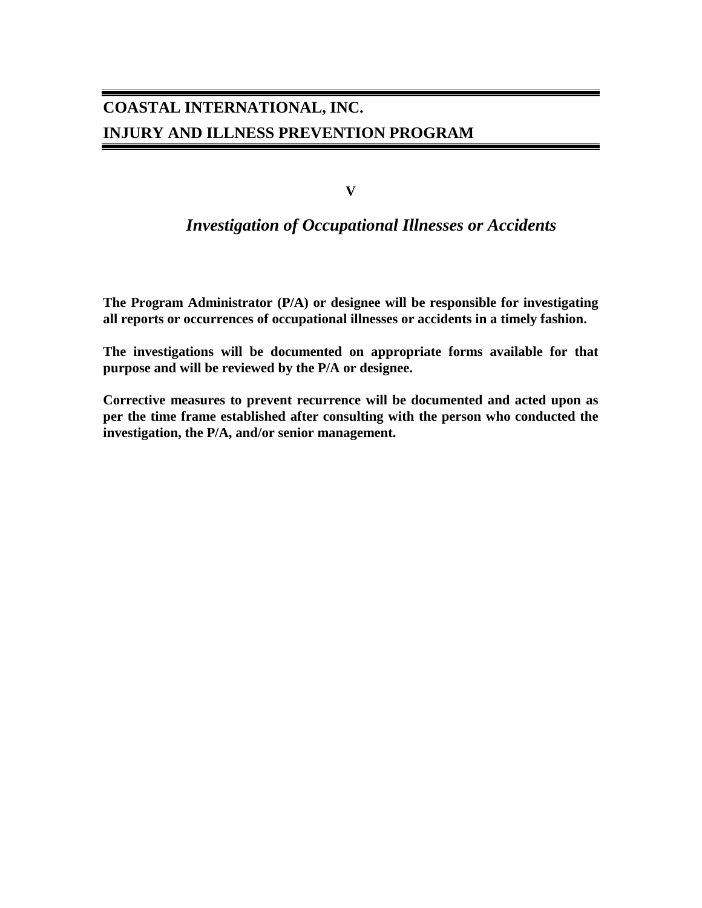**COASTAL INTERNATIONAL, INC.**

**INJURY AND ILLNESS PREVENTION PROGRAM**

**V**

## *Investigation of Occupational Illnesses or Accidents*

**The Program Administrator (P/A) or designee will be responsible for investigating all reports or occurrences of occupational illnesses or accidents in a timely fashion.**

**The investigations will be documented on appropriate forms available for that purpose and will be reviewed by the P/A or designee.**

**Corrective measures to prevent recurrence will be documented and acted upon as per the time frame established after consulting with the person who conducted the investigation, the P/A, and/or senior management.**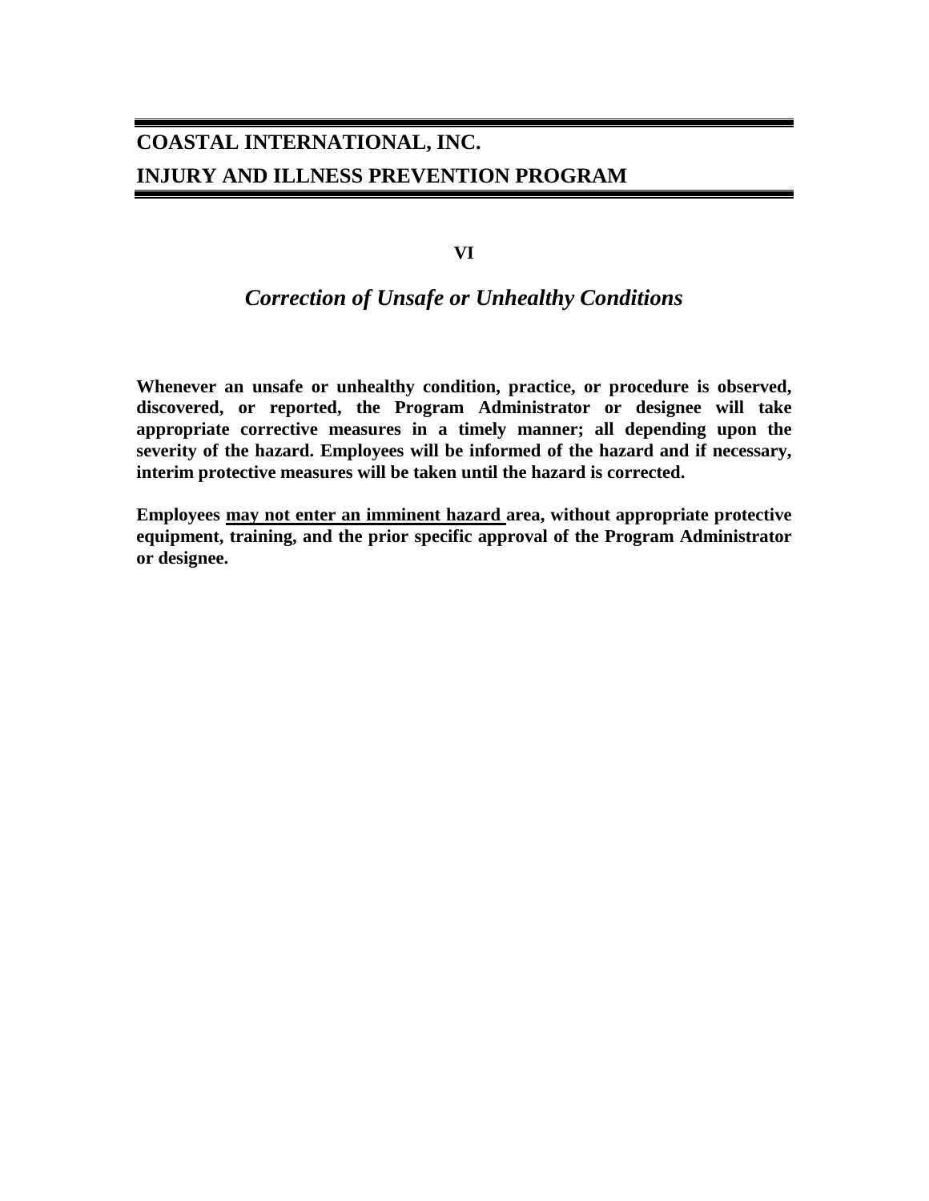## VI

### *Correction of Unsafe or Unhealthy Conditions*

**Whenever an unsafe or unhealthy condition, practice, or procedure is observed, discovered, or reported, the Program Administrator or designee will take appropriate corrective measures in a timely manner; all depending upon the severity of the hazard. Employees will be informed of the hazard and if necessary, interim protective measures will be taken until the hazard is corrected.**

**Employees <u>may not enter an imminent hazard</u> area, without appropriate protective equipment, training, and the prior specific approval of the Program Administrator or designee.**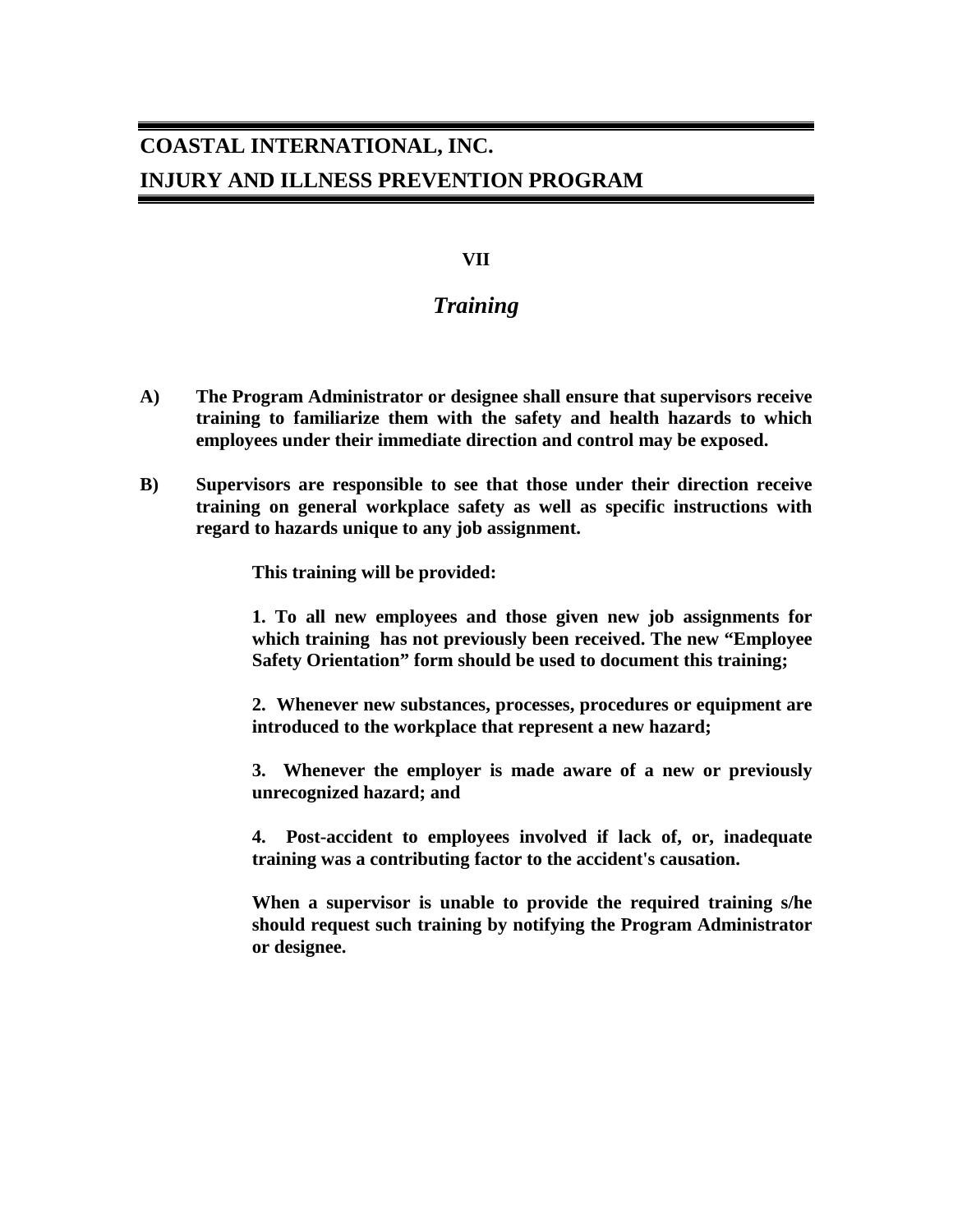# COASTAL INTERNATIONAL, INC.

# INJURY AND ILLNESS PREVENTION PROGRAM

## VII

## *Training*

**A)** **The Program Administrator or designee shall ensure that supervisors receive training to familiarize them with the safety and health hazards to which employees under their immediate direction and control may be exposed.**

**B)** **Supervisors are responsible to see that those under their direction receive training on general workplace safety as well as specific instructions with regard to hazards unique to any job assignment.**

**This training will be provided:**

**1. To all new employees and those given new job assignments for which training has not previously been received. The new "Employee Safety Orientation" form should be used to document this training;**

**2. Whenever new substances, processes, procedures or equipment are introduced to the workplace that represent a new hazard;**

**3. Whenever the employer is made aware of a new or previously unrecognized hazard; and**

**4. Post-accident to employees involved if lack of, or, inadequate training was a contributing factor to the accident's causation.**

**When a supervisor is unable to provide the required training s/he should request such training by notifying the Program Administrator or designee.**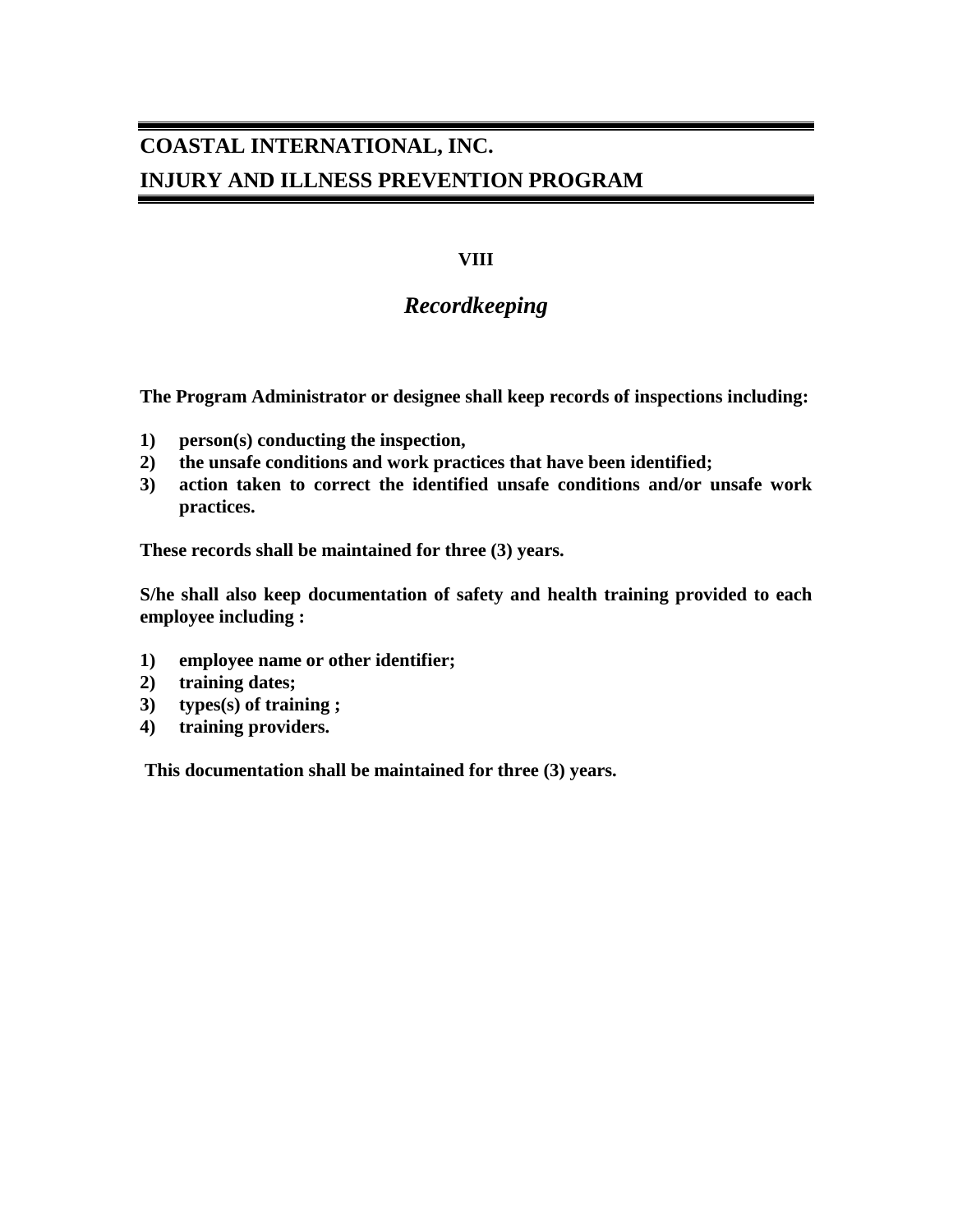# COASTAL INTERNATIONAL, INC.
# INJURY AND ILLNESS PREVENTION PROGRAM

## VIII

## *Recordkeeping*

**The Program Administrator or designee shall keep records of inspections including:**

1) **person(s) conducting the inspection,**
2) **the unsafe conditions and work practices that have been identified;**
3) **action taken to correct the identified unsafe conditions and/or unsafe work practices.**

**These records shall be maintained for three (3) years.**

**S/he shall also keep documentation of safety and health training provided to each employee including :**

1) **employee name or other identifier;**
2) **training dates;**
3) **types(s) of training ;**
4) **training providers.**

**This documentation shall be maintained for three (3) years.**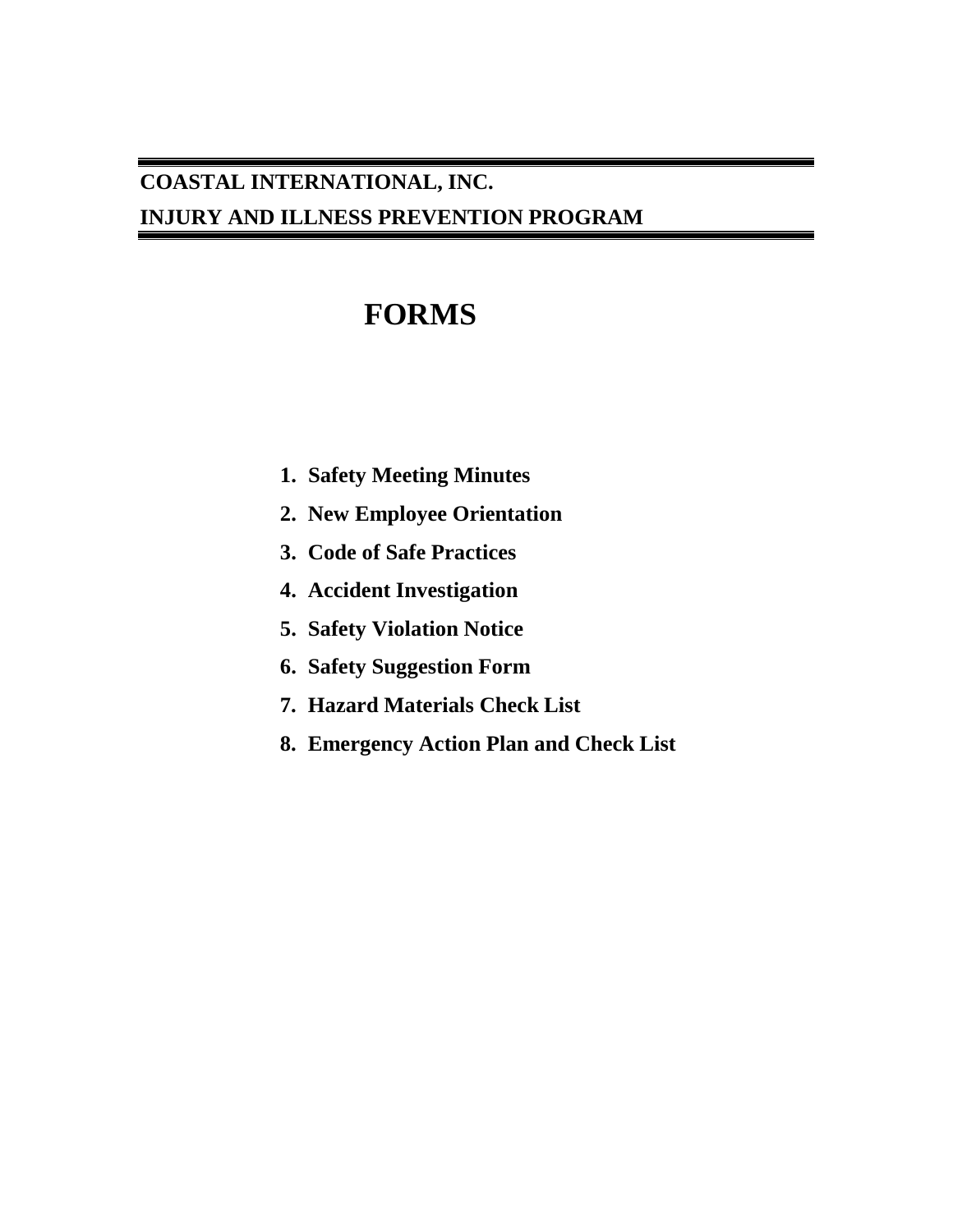**COASTAL INTERNATIONAL, INC.**

**INJURY AND ILLNESS PREVENTION PROGRAM**

# FORMS

1. **Safety Meeting Minutes**
2. **New Employee Orientation**
3. **Code of Safe Practices**
4. **Accident Investigation**
5. **Safety Violation Notice**
6. **Safety Suggestion Form**
7. **Hazard Materials Check List**
8. **Emergency Action Plan and Check List**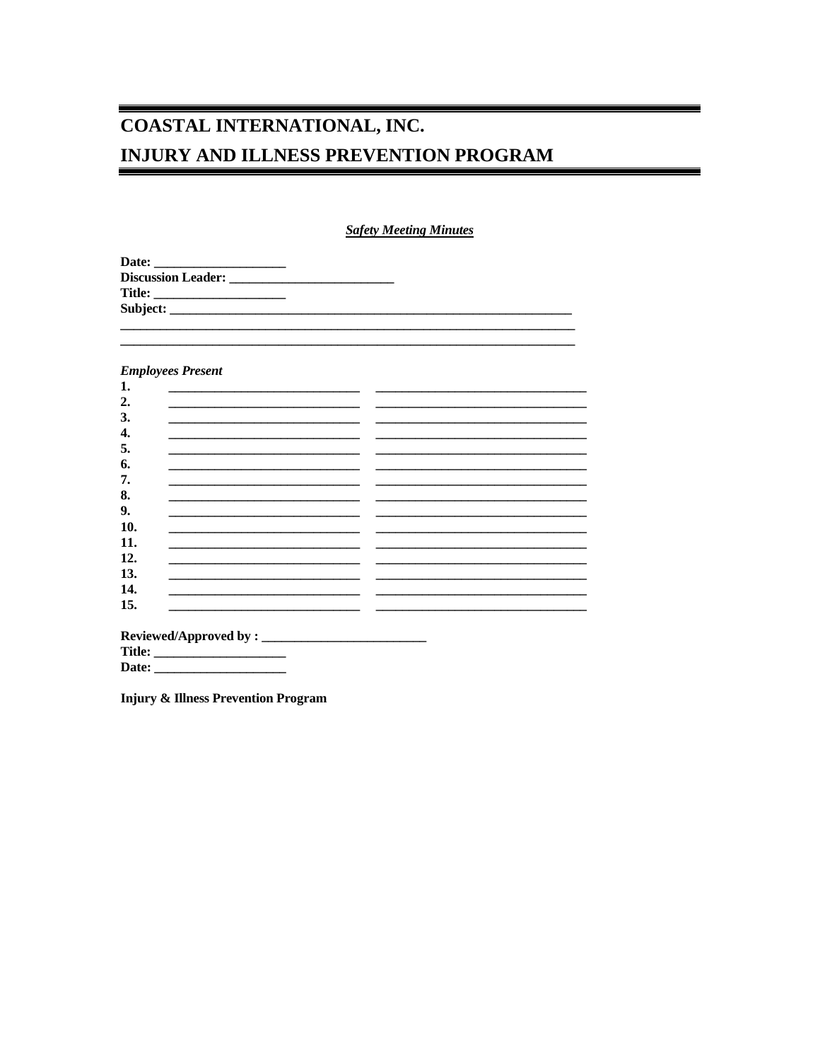***Safety Meeting Minutes***

**Date:** ____________________
**Discussion Leader:** _________________________
**Title:** ____________________
**Subject:** _______________________________________________________________
_________________________________________________________________________
_________________________________________________________________________

***Employees Present***

| No. | | |
|---|---|---|
| **1.** | ______________________________ | __________________________________ |
| **2.** | ______________________________ | __________________________________ |
| **3.** | ______________________________ | __________________________________ |
| **4.** | ______________________________ | __________________________________ |
| **5.** | ______________________________ | __________________________________ |
| **6.** | ______________________________ | __________________________________ |
| **7.** | ______________________________ | __________________________________ |
| **8.** | ______________________________ | __________________________________ |
| **9.** | ______________________________ | __________________________________ |
| **10.** | ______________________________ | __________________________________ |
| **11.** | ______________________________ | __________________________________ |
| **12.** | ______________________________ | __________________________________ |
| **13.** | ______________________________ | __________________________________ |
| **14.** | ______________________________ | __________________________________ |
| **15.** | ______________________________ | __________________________________ |

**Reviewed/Approved by :** _________________________
**Title:** ____________________
**Date:** ____________________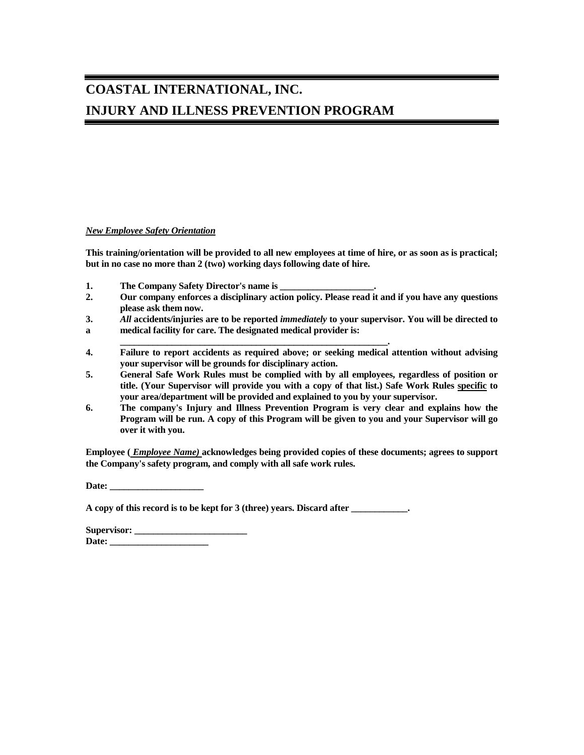# COASTAL INTERNATIONAL, INC.

# INJURY AND ILLNESS PREVENTION PROGRAM

***New Employee Safety Orientation***

**This training/orientation will be provided to all new employees at time of hire, or as soon as is practical; but in no case no more than 2 (two) working days following date of hire.**

1. **The Company Safety Director's name is ____________________.**
2. **Our company enforces a disciplinary action policy. Please read it and if you have any questions please ask them now.**
3. ***All* accidents/injuries are to be reported *immediately* to your supervisor. You will be directed to a medical facility for care. The designated medical provider is: ___________________________________________________________.**
4. **Failure to report accidents as required above; or seeking medical attention without advising your supervisor will be grounds for disciplinary action.**
5. **General Safe Work Rules must be complied with by all employees, regardless of position or title. (Your Supervisor will provide you with a copy of that list.) Safe Work Rules specific to your area/department will be provided and explained to you by your supervisor.**
6. **The company's Injury and Illness Prevention Program is very clear and explains how the Program will be run. A copy of this Program will be given to you and your Supervisor will go over it with you.**

**Employee ( *Employee Name)* acknowledges being provided copies of these documents; agrees to support the Company's safety program, and comply with all safe work rules.**

**Date: ____________________**

**A copy of this record is to be kept for 3 (three) years. Discard after ____________.**

**Supervisor: ________________________**
**Date: _____________________**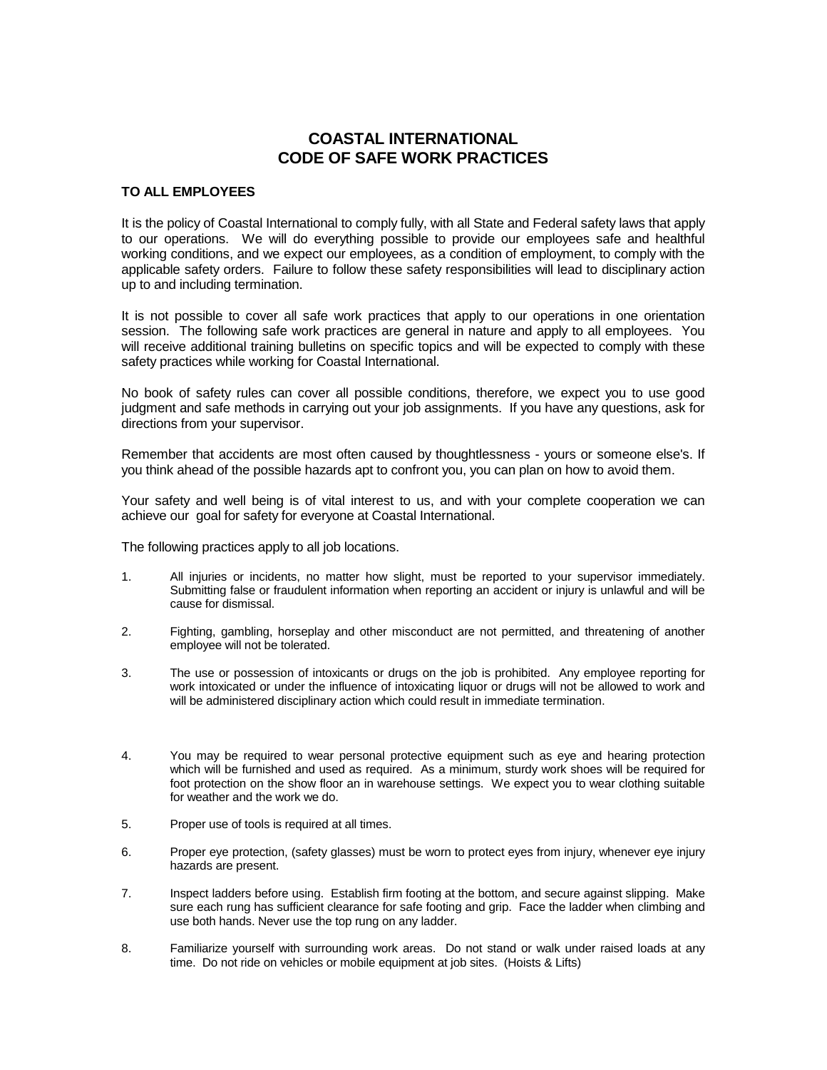# COASTAL INTERNATIONAL
# CODE OF SAFE WORK PRACTICES

**TO ALL EMPLOYEES**

It is the policy of Coastal International to comply fully, with all State and Federal safety laws that apply to our operations. We will do everything possible to provide our employees safe and healthful working conditions, and we expect our employees, as a condition of employment, to comply with the applicable safety orders. Failure to follow these safety responsibilities will lead to disciplinary action up to and including termination.

It is not possible to cover all safe work practices that apply to our operations in one orientation session. The following safe work practices are general in nature and apply to all employees. You will receive additional training bulletins on specific topics and will be expected to comply with these safety practices while working for Coastal International.

No book of safety rules can cover all possible conditions, therefore, we expect you to use good judgment and safe methods in carrying out your job assignments. If you have any questions, ask for directions from your supervisor.

Remember that accidents are most often caused by thoughtlessness - yours or someone else's. If you think ahead of the possible hazards apt to confront you, you can plan on how to avoid them.

Your safety and well being is of vital interest to us, and with your complete cooperation we can achieve our goal for safety for everyone at Coastal International.

The following practices apply to all job locations.

1. All injuries or incidents, no matter how slight, must be reported to your supervisor immediately. Submitting false or fraudulent information when reporting an accident or injury is unlawful and will be cause for dismissal.

2. Fighting, gambling, horseplay and other misconduct are not permitted, and threatening of another employee will not be tolerated.

3. The use or possession of intoxicants or drugs on the job is prohibited. Any employee reporting for work intoxicated or under the influence of intoxicating liquor or drugs will not be allowed to work and will be administered disciplinary action which could result in immediate termination.

4. You may be required to wear personal protective equipment such as eye and hearing protection which will be furnished and used as required. As a minimum, sturdy work shoes will be required for foot protection on the show floor an in warehouse settings. We expect you to wear clothing suitable for weather and the work we do.

5. Proper use of tools is required at all times.

6. Proper eye protection, (safety glasses) must be worn to protect eyes from injury, whenever eye injury hazards are present.

7. Inspect ladders before using. Establish firm footing at the bottom, and secure against slipping. Make sure each rung has sufficient clearance for safe footing and grip. Face the ladder when climbing and use both hands. Never use the top rung on any ladder.

8. Familiarize yourself with surrounding work areas. Do not stand or walk under raised loads at any time. Do not ride on vehicles or mobile equipment at job sites. (Hoists & Lifts)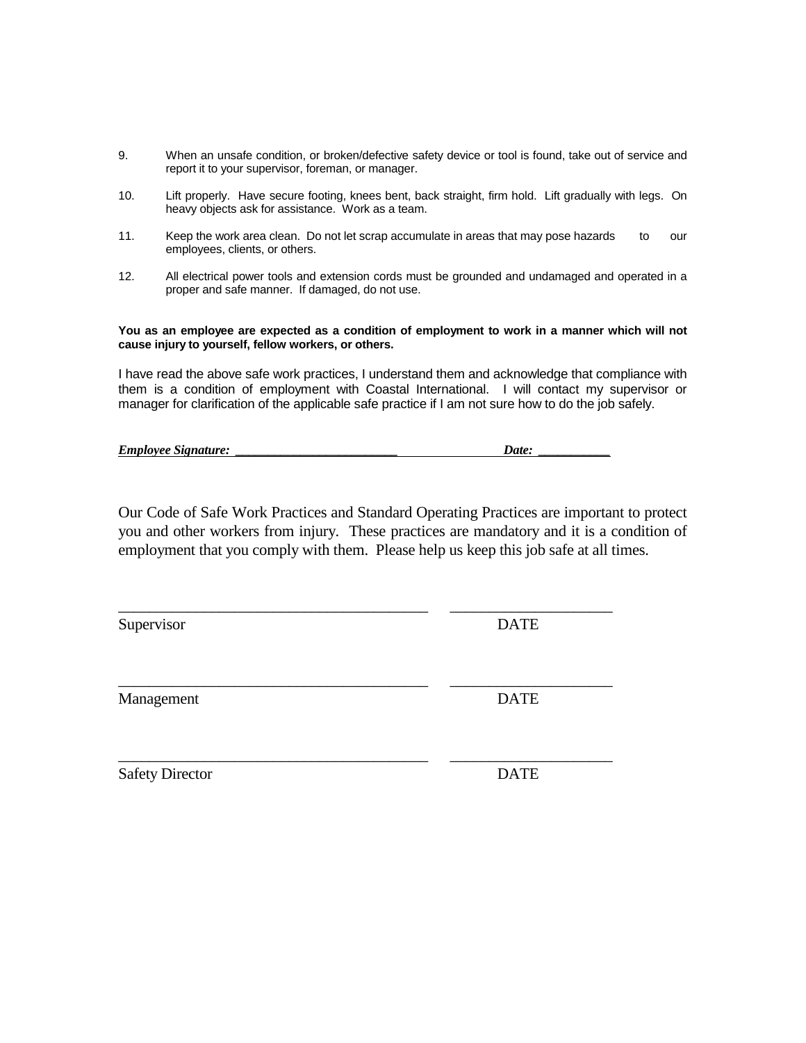9. When an unsafe condition, or broken/defective safety device or tool is found, take out of service and report it to your supervisor, foreman, or manager.

10. Lift properly. Have secure footing, knees bent, back straight, firm hold. Lift gradually with legs. On heavy objects ask for assistance. Work as a team.

11. Keep the work area clean. Do not let scrap accumulate in areas that may pose hazards to our employees, clients, or others.

12. All electrical power tools and extension cords must be grounded and undamaged and operated in a proper and safe manner. If damaged, do not use.

**You as an employee are expected as a condition of employment to work in a manner which will not cause injury to yourself, fellow workers, or others.**

I have read the above safe work practices, I understand them and acknowledge that compliance with them is a condition of employment with Coastal International. I will contact my supervisor or manager for clarification of the applicable safe practice if I am not sure how to do the job safely.

***Employee Signature: _________________________ Date: ___________***

Our Code of Safe Work Practices and Standard Operating Practices are important to protect you and other workers from injury. These practices are mandatory and it is a condition of employment that you comply with them. Please help us keep this job safe at all times.

________________________________________ ____________________

Supervisor DATE

________________________________________ ____________________

Management DATE

________________________________________ ____________________

Safety Director DATE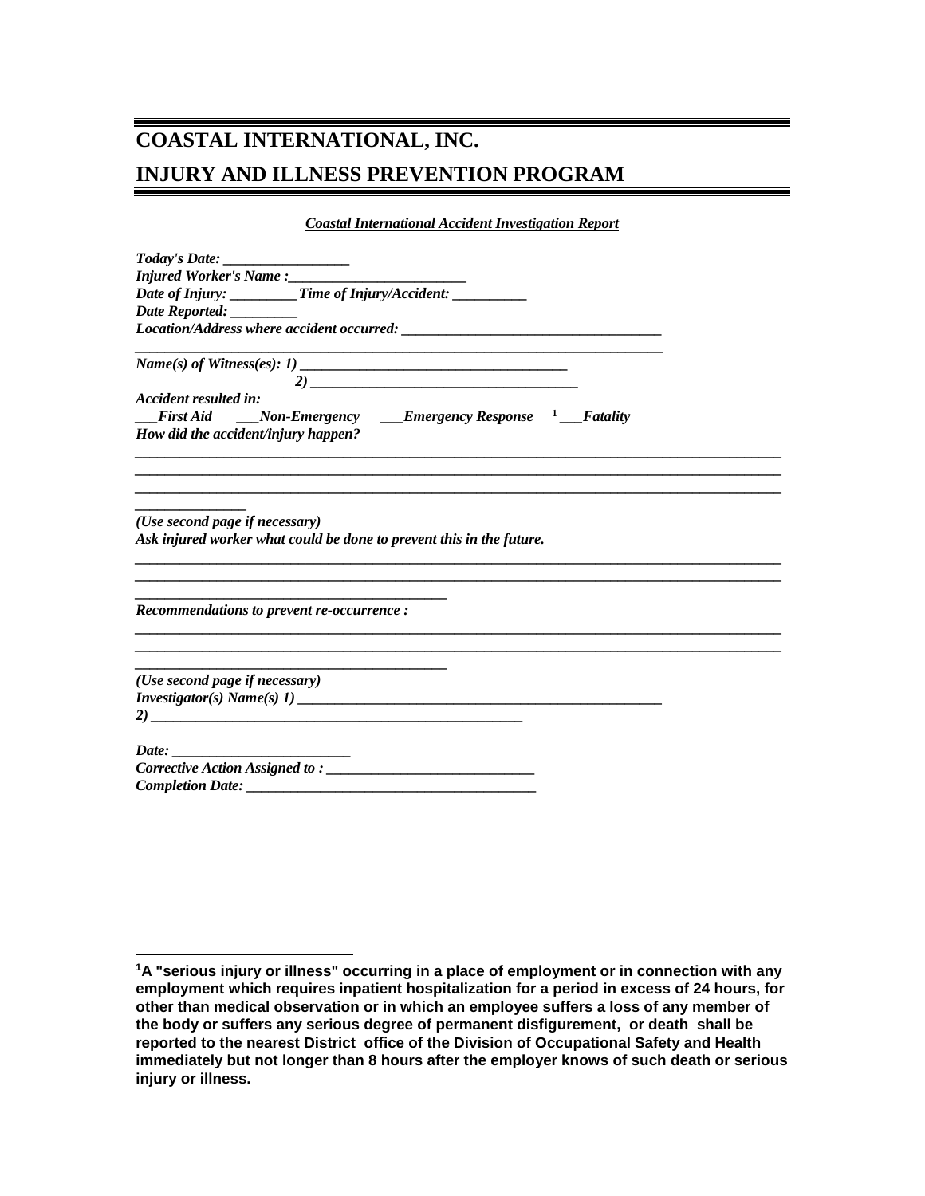# COASTAL INTERNATIONAL, INC.

# INJURY AND ILLNESS PREVENTION PROGRAM

***Coastal International Accident Investigation Report***

***Today's Date: ________________***
***Injured Worker's Name :________________________***
***Date of Injury: _________ Time of Injury/Accident: __________***
***Date Reported: _________***
***Location/Address where accident occurred: ___________________________________***
***_______________________________________________________________________***
***Name(s) of Witness(es): 1) ___________________________________***
***2) ___________________________________***
***Accident resulted in:***
***___First Aid ___Non-Emergency ___Emergency Response [1] ___Fatality***
***How did the accident/injury happen?***

***_____________________________________________________________________________________***
***_____________________________________________________________________________________***
***_____________________________________________________________________________________***
***______________***

***(Use second page if necessary)***
***Ask injured worker what could be done to prevent this in the future.***

***_____________________________________________________________________________________***
***_____________________________________________________________________________________***
***________________________________________***

***Recommendations to prevent re-occurrence :***

***_____________________________________________________________________________________***
***_____________________________________________________________________________________***
***________________________________________***

***(Use second page if necessary)***
***Investigator(s) Name(s) 1) ________________________________________________***
***2) ________________________________________________***

***Date: ________________________***
***Corrective Action Assigned to : ___________________________***
***Completion Date: ______________________________________***

---

**[1] A "serious injury or illness" occurring in a place of employment or in connection with any employment which requires inpatient hospitalization for a period in excess of 24 hours, for other than medical observation or in which an employee suffers a loss of any member of the body or suffers any serious degree of permanent disfigurement, or death shall be reported to the nearest District office of the Division of Occupational Safety and Health immediately but not longer than 8 hours after the employer knows of such death or serious injury or illness.**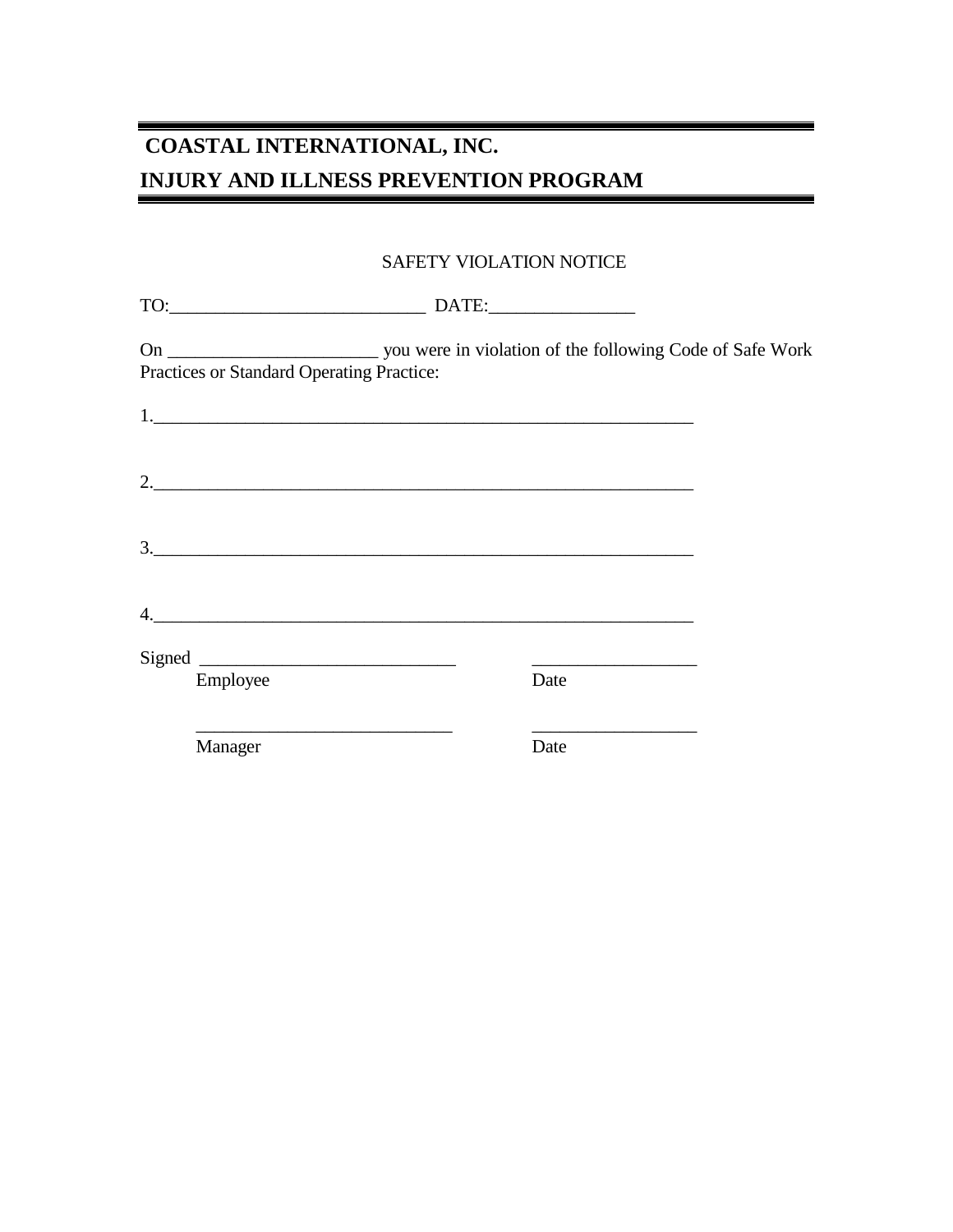# COASTAL INTERNATIONAL, INC.

# INJURY AND ILLNESS PREVENTION PROGRAM

SAFETY VIOLATION NOTICE

TO:_____________________________ DATE:________________

On _______________________ you were in violation of the following Code of Safe Work Practices or Standard Operating Practice:

1.____________________________________________________________

2.____________________________________________________________

3.____________________________________________________________

4.____________________________________________________________

Signed ____________________________ __________________
Employee Date

____________________________ __________________
Manager Date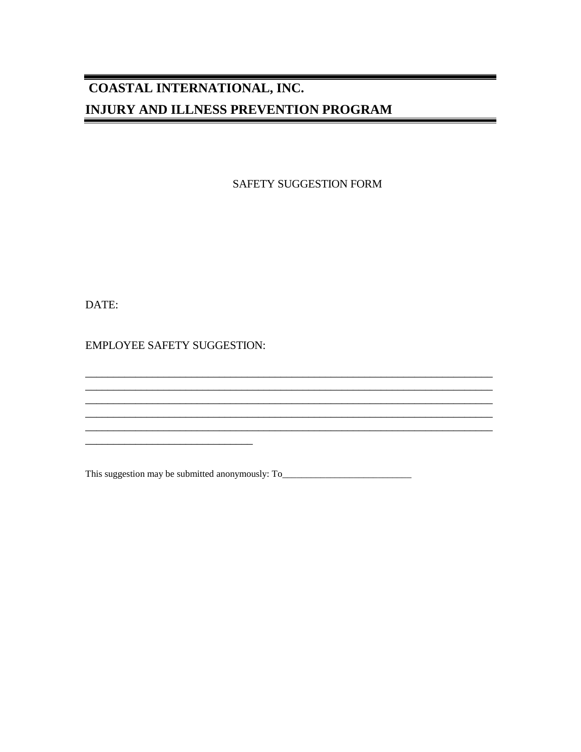# COASTAL INTERNATIONAL, INC.

# INJURY AND ILLNESS PREVENTION PROGRAM

SAFETY SUGGESTION FORM

DATE:

EMPLOYEE SAFETY SUGGESTION:

_____________________________________________________________________________
_____________________________________________________________________________
_____________________________________________________________________________
_____________________________________________________________________________
_____________________________________________________________________________
_______________________________

This suggestion may be submitted anonymously: To___________________________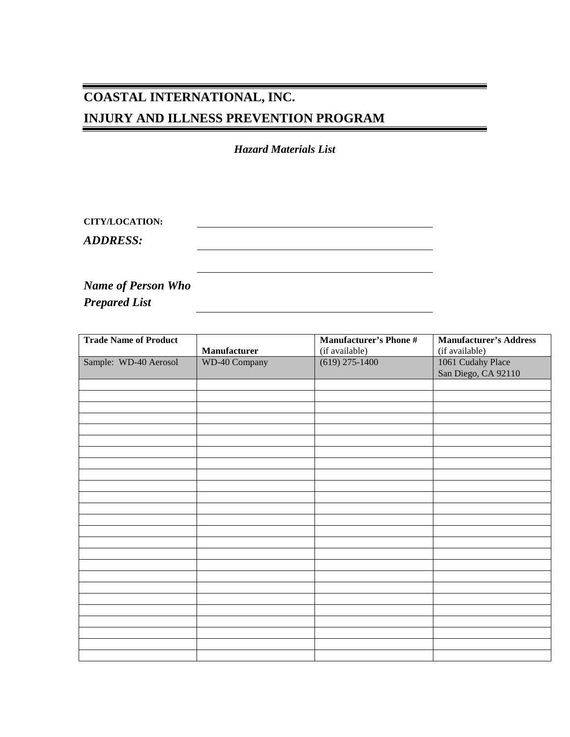# COASTAL INTERNATIONAL, INC.

# INJURY AND ILLNESS PREVENTION PROGRAM

***Hazard Materials List***

**CITY/LOCATION:** \_\_\_\_\_\_\_\_\_\_\_\_\_\_\_\_\_\_\_\_\_\_\_\_\_\_\_\_\_\_\_\_\_\_\_\_\_\_\_\_

***ADDRESS:*** \_\_\_\_\_\_\_\_\_\_\_\_\_\_\_\_\_\_\_\_\_\_\_\_\_\_\_\_\_\_\_\_\_\_\_\_\_\_\_\_

\_\_\_\_\_\_\_\_\_\_\_\_\_\_\_\_\_\_\_\_\_\_\_\_\_\_\_\_\_\_\_\_\_\_\_\_\_\_\_\_

***Name of Person Who Prepared List*** \_\_\_\_\_\_\_\_\_\_\_\_\_\_\_\_\_\_\_\_\_\_\_\_\_\_\_\_\_\_\_\_\_\_\_\_\_\_\_\_

| **Trade Name of Product** | **Manufacturer** | **Manufacturer's Phone #** (if available) | **Manufacturer's Address** (if available) |
|---|---|---|---|
| Sample: WD-40 Aerosol | WD-40 Company | (619) 275-1400 | 1061 Cudahy Place San Diego, CA 92110 |
| | | | |
| | | | |
| | | | |
| | | | |
| | | | |
| | | | |
| | | | |
| | | | |
| | | | |
| | | | |
| | | | |
| | | | |
| | | | |
| | | | |
| | | | |
| | | | |
| | | | |
| | | | |
| | | | |
| | | | |
| | | | |
| | | | |
| | | | |
| | | | |
| | | | |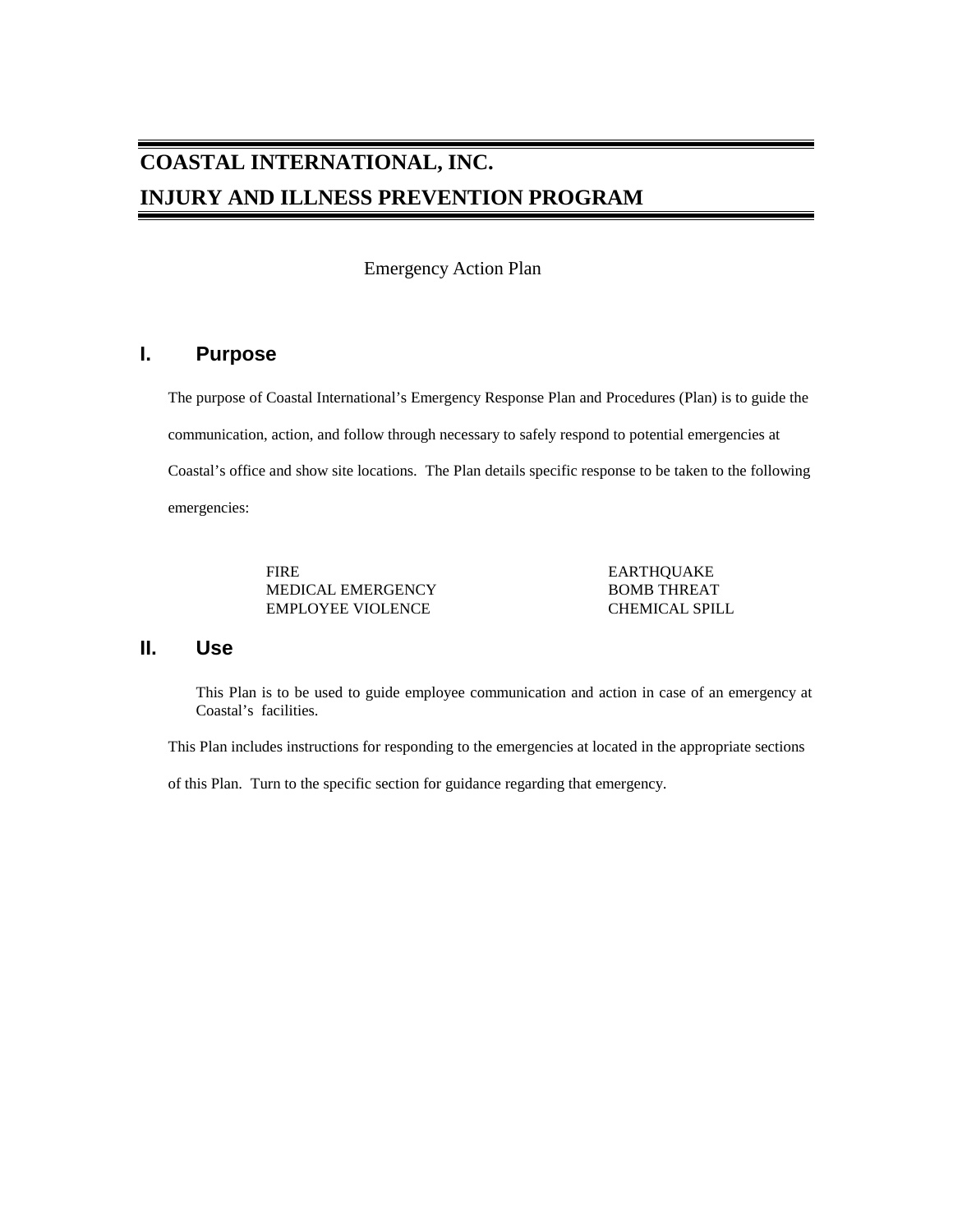# COASTAL INTERNATIONAL, INC.
# INJURY AND ILLNESS PREVENTION PROGRAM

Emergency Action Plan

## I. Purpose

The purpose of Coastal International's Emergency Response Plan and Procedures (Plan) is to guide the communication, action, and follow through necessary to safely respond to potential emergencies at Coastal's office and show site locations. The Plan details specific response to be taken to the following emergencies:

| | |
|---|---|
| FIRE | EARTHQUAKE |
| MEDICAL EMERGENCY | BOMB THREAT |
| EMPLOYEE VIOLENCE | CHEMICAL SPILL |

## II. Use

This Plan is to be used to guide employee communication and action in case of an emergency at Coastal's facilities.

This Plan includes instructions for responding to the emergencies at located in the appropriate sections of this Plan. Turn to the specific section for guidance regarding that emergency.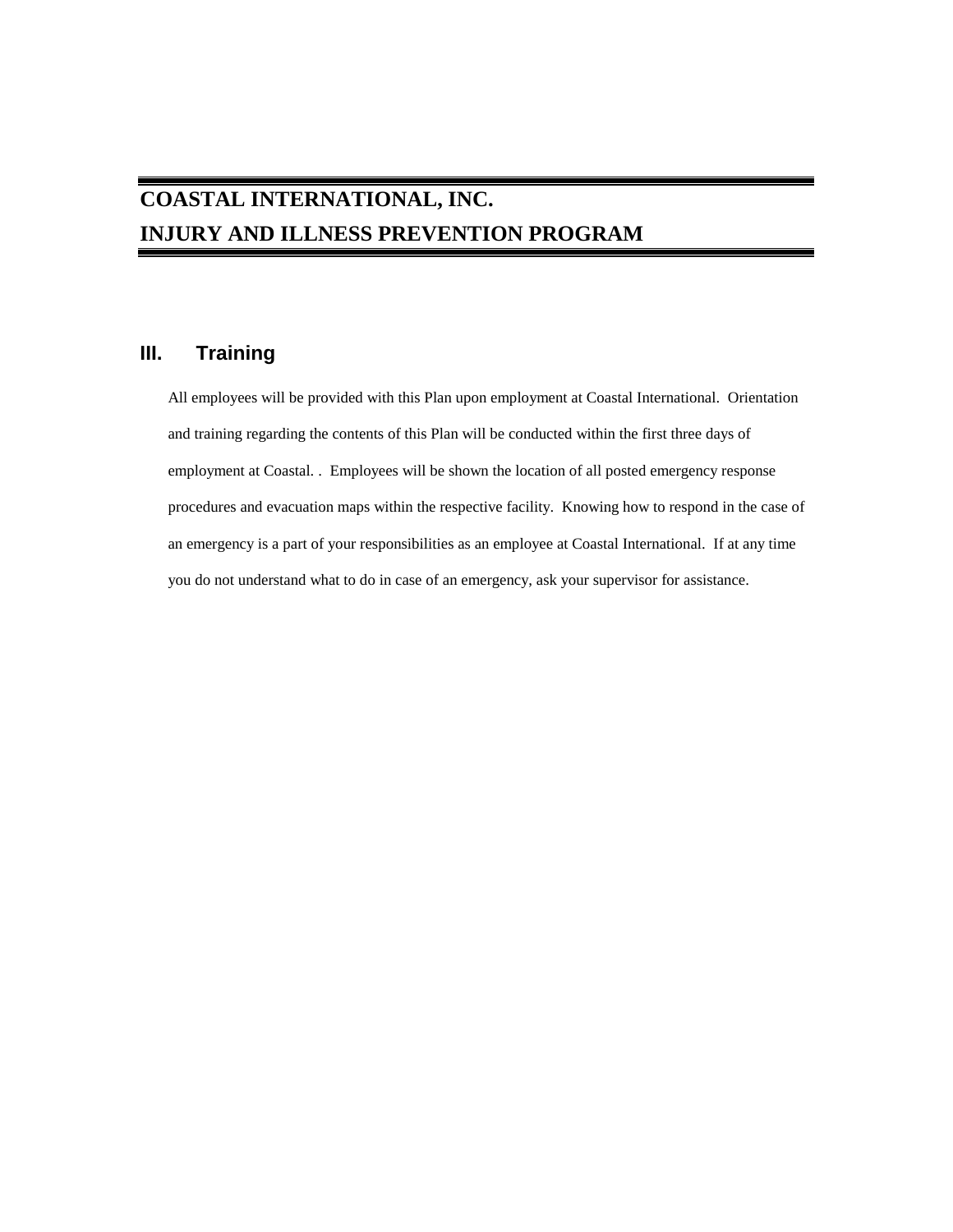# COASTAL INTERNATIONAL, INC.
# INJURY AND ILLNESS PREVENTION PROGRAM

## III. Training

All employees will be provided with this Plan upon employment at Coastal International. Orientation and training regarding the contents of this Plan will be conducted within the first three days of employment at Coastal. . Employees will be shown the location of all posted emergency response procedures and evacuation maps within the respective facility. Knowing how to respond in the case of an emergency is a part of your responsibilities as an employee at Coastal International. If at any time you do not understand what to do in case of an emergency, ask your supervisor for assistance.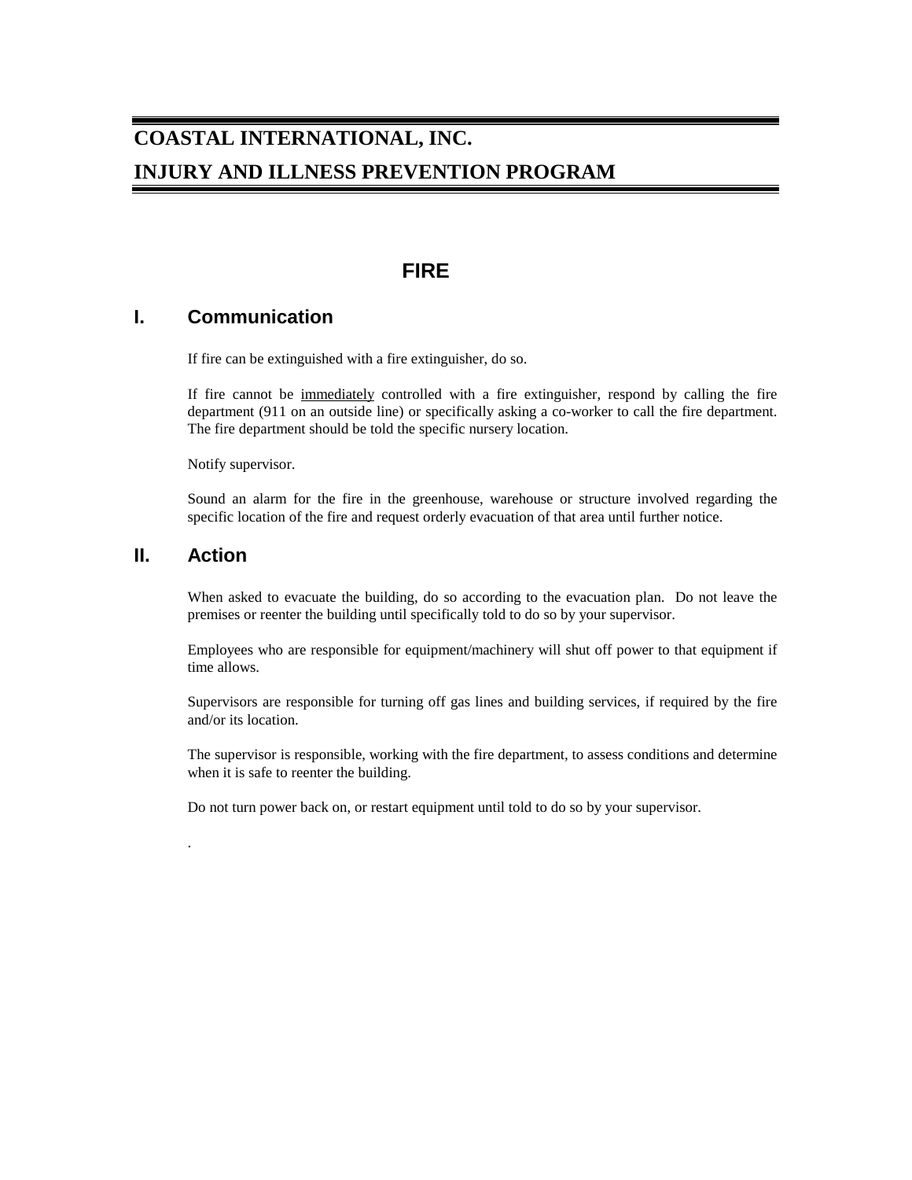# COASTAL INTERNATIONAL, INC.
# INJURY AND ILLNESS PREVENTION PROGRAM

## FIRE

### I. Communication

If fire can be extinguished with a fire extinguisher, do so.

If fire cannot be <u>immediately</u> controlled with a fire extinguisher, respond by calling the fire department (911 on an outside line) or specifically asking a co-worker to call the fire department. The fire department should be told the specific nursery location.

Notify supervisor.

Sound an alarm for the fire in the greenhouse, warehouse or structure involved regarding the specific location of the fire and request orderly evacuation of that area until further notice.

### II. Action

When asked to evacuate the building, do so according to the evacuation plan. Do not leave the premises or reenter the building until specifically told to do so by your supervisor.

Employees who are responsible for equipment/machinery will shut off power to that equipment if time allows.

Supervisors are responsible for turning off gas lines and building services, if required by the fire and/or its location.

The supervisor is responsible, working with the fire department, to assess conditions and determine when it is safe to reenter the building.

Do not turn power back on, or restart equipment until told to do so by your supervisor.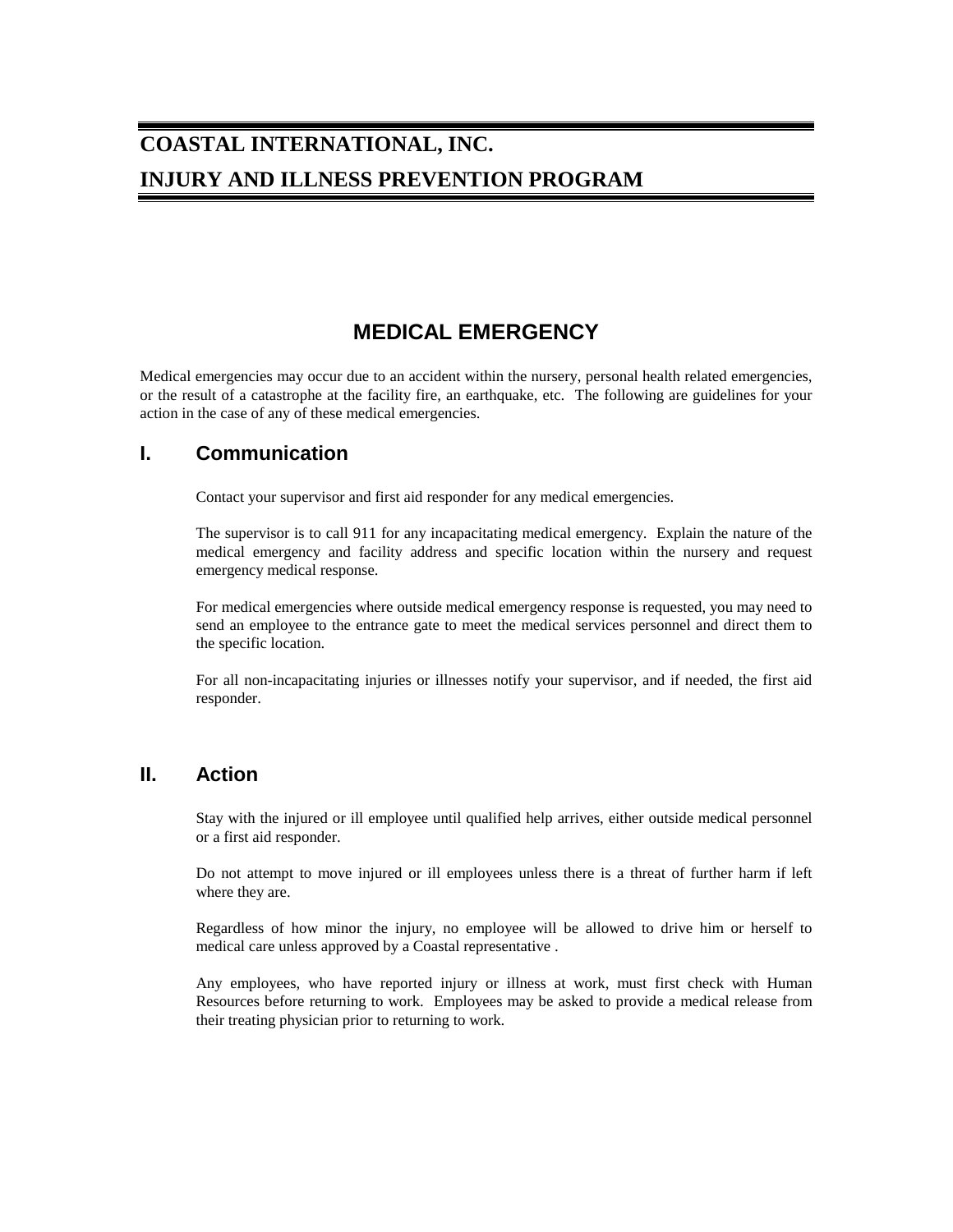# COASTAL INTERNATIONAL, INC.
# INJURY AND ILLNESS PREVENTION PROGRAM

## MEDICAL EMERGENCY

Medical emergencies may occur due to an accident within the nursery, personal health related emergencies, or the result of a catastrophe at the facility fire, an earthquake, etc. The following are guidelines for your action in the case of any of these medical emergencies.

### I. Communication

Contact your supervisor and first aid responder for any medical emergencies.

The supervisor is to call 911 for any incapacitating medical emergency. Explain the nature of the medical emergency and facility address and specific location within the nursery and request emergency medical response.

For medical emergencies where outside medical emergency response is requested, you may need to send an employee to the entrance gate to meet the medical services personnel and direct them to the specific location.

For all non-incapacitating injuries or illnesses notify your supervisor, and if needed, the first aid responder.

### II. Action

Stay with the injured or ill employee until qualified help arrives, either outside medical personnel or a first aid responder.

Do not attempt to move injured or ill employees unless there is a threat of further harm if left where they are.

Regardless of how minor the injury, no employee will be allowed to drive him or herself to medical care unless approved by a Coastal representative .

Any employees, who have reported injury or illness at work, must first check with Human Resources before returning to work. Employees may be asked to provide a medical release from their treating physician prior to returning to work.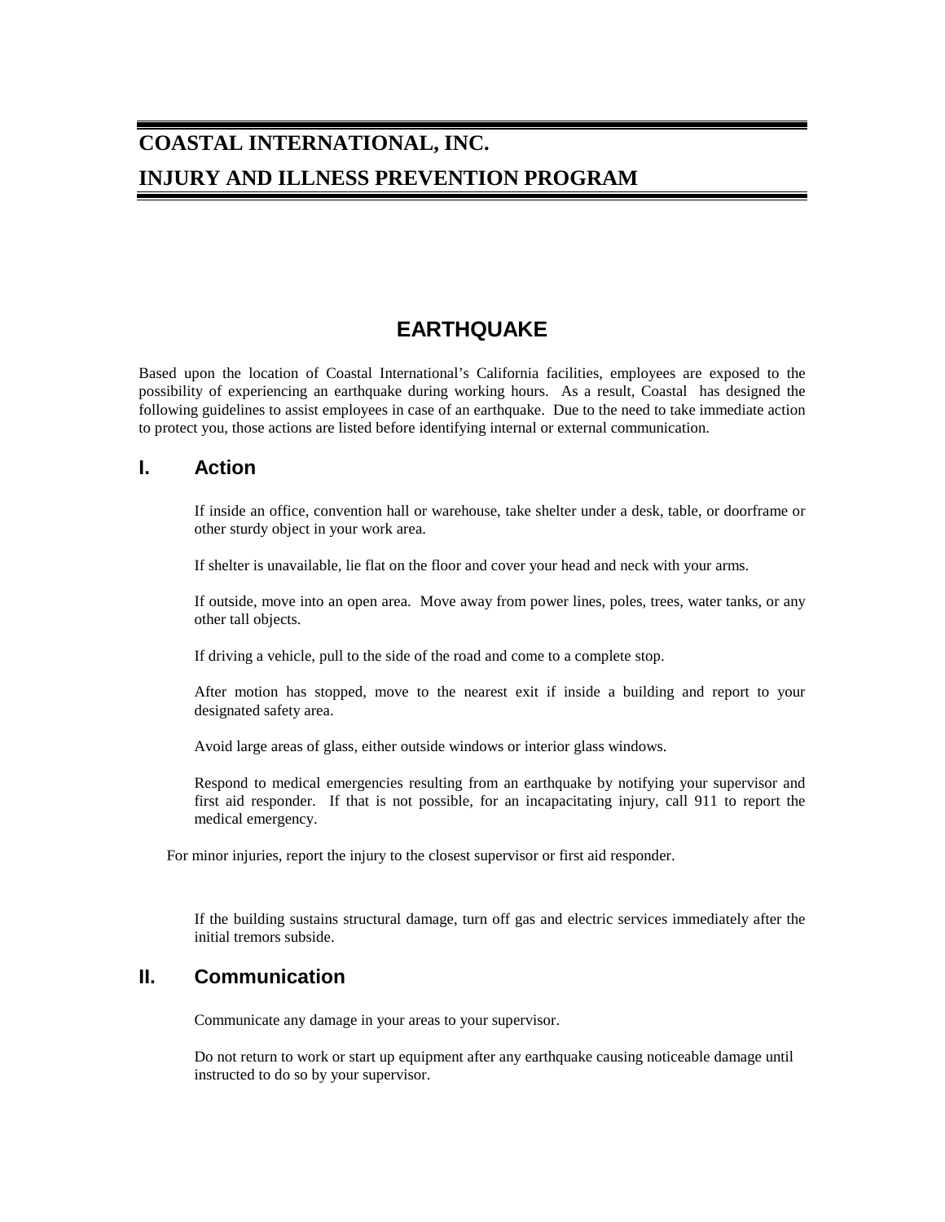# COASTAL INTERNATIONAL, INC.

# INJURY AND ILLNESS PREVENTION PROGRAM

## EARTHQUAKE

Based upon the location of Coastal International's California facilities, employees are exposed to the possibility of experiencing an earthquake during working hours. As a result, Coastal has designed the following guidelines to assist employees in case of an earthquake. Due to the need to take immediate action to protect you, those actions are listed before identifying internal or external communication.

## I. Action

If inside an office, convention hall or warehouse, take shelter under a desk, table, or doorframe or other sturdy object in your work area.

If shelter is unavailable, lie flat on the floor and cover your head and neck with your arms.

If outside, move into an open area. Move away from power lines, poles, trees, water tanks, or any other tall objects.

If driving a vehicle, pull to the side of the road and come to a complete stop.

After motion has stopped, move to the nearest exit if inside a building and report to your designated safety area.

Avoid large areas of glass, either outside windows or interior glass windows.

Respond to medical emergencies resulting from an earthquake by notifying your supervisor and first aid responder. If that is not possible, for an incapacitating injury, call 911 to report the medical emergency.

For minor injuries, report the injury to the closest supervisor or first aid responder.

If the building sustains structural damage, turn off gas and electric services immediately after the initial tremors subside.

## II. Communication

Communicate any damage in your areas to your supervisor.

Do not return to work or start up equipment after any earthquake causing noticeable damage until instructed to do so by your supervisor.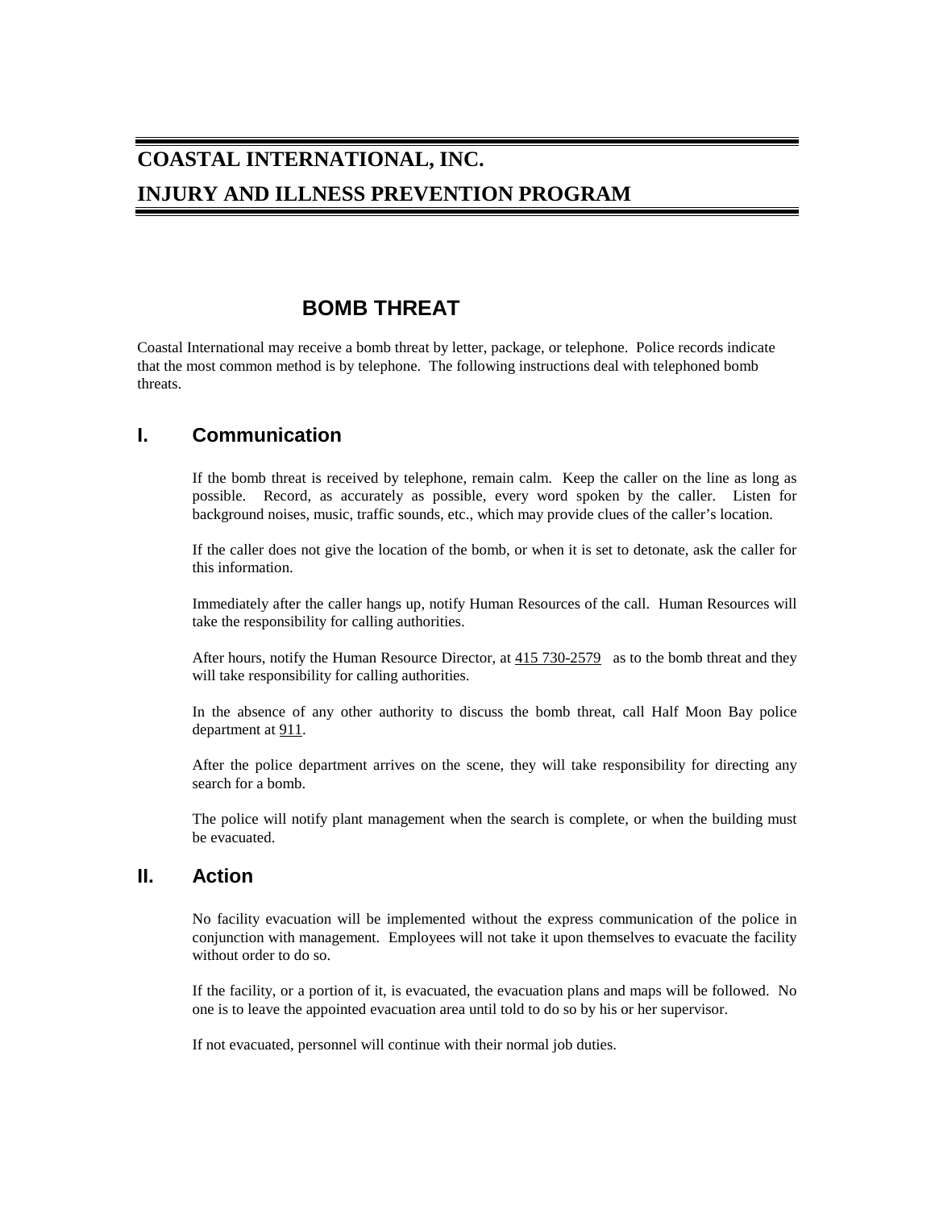# COASTAL INTERNATIONAL, INC.
# INJURY AND ILLNESS PREVENTION PROGRAM

## BOMB THREAT

Coastal International may receive a bomb threat by letter, package, or telephone. Police records indicate that the most common method is by telephone. The following instructions deal with telephoned bomb threats.

## I. Communication

If the bomb threat is received by telephone, remain calm. Keep the caller on the line as long as possible. Record, as accurately as possible, every word spoken by the caller. Listen for background noises, music, traffic sounds, etc., which may provide clues of the caller's location.

If the caller does not give the location of the bomb, or when it is set to detonate, ask the caller for this information.

Immediately after the caller hangs up, notify Human Resources of the call. Human Resources will take the responsibility for calling authorities.

After hours, notify the Human Resource Director, at 415 730-2579 as to the bomb threat and they will take responsibility for calling authorities.

In the absence of any other authority to discuss the bomb threat, call Half Moon Bay police department at 911.

After the police department arrives on the scene, they will take responsibility for directing any search for a bomb.

The police will notify plant management when the search is complete, or when the building must be evacuated.

## II. Action

No facility evacuation will be implemented without the express communication of the police in conjunction with management. Employees will not take it upon themselves to evacuate the facility without order to do so.

If the facility, or a portion of it, is evacuated, the evacuation plans and maps will be followed. No one is to leave the appointed evacuation area until told to do so by his or her supervisor.

If not evacuated, personnel will continue with their normal job duties.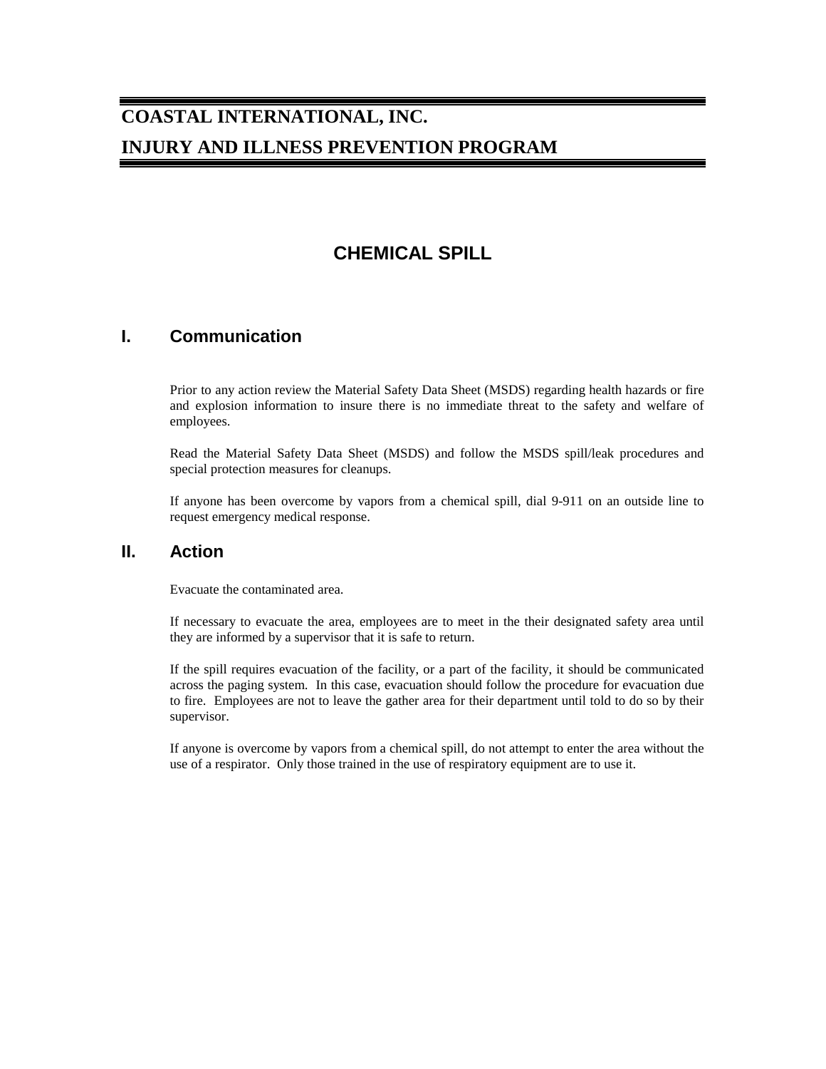# COASTAL INTERNATIONAL, INC.

# INJURY AND ILLNESS PREVENTION PROGRAM

## CHEMICAL SPILL

## I. Communication

Prior to any action review the Material Safety Data Sheet (MSDS) regarding health hazards or fire and explosion information to insure there is no immediate threat to the safety and welfare of employees.

Read the Material Safety Data Sheet (MSDS) and follow the MSDS spill/leak procedures and special protection measures for cleanups.

If anyone has been overcome by vapors from a chemical spill, dial 9-911 on an outside line to request emergency medical response.

## II. Action

Evacuate the contaminated area.

If necessary to evacuate the area, employees are to meet in the their designated safety area until they are informed by a supervisor that it is safe to return.

If the spill requires evacuation of the facility, or a part of the facility, it should be communicated across the paging system. In this case, evacuation should follow the procedure for evacuation due to fire. Employees are not to leave the gather area for their department until told to do so by their supervisor.

If anyone is overcome by vapors from a chemical spill, do not attempt to enter the area without the use of a respirator. Only those trained in the use of respiratory equipment are to use it.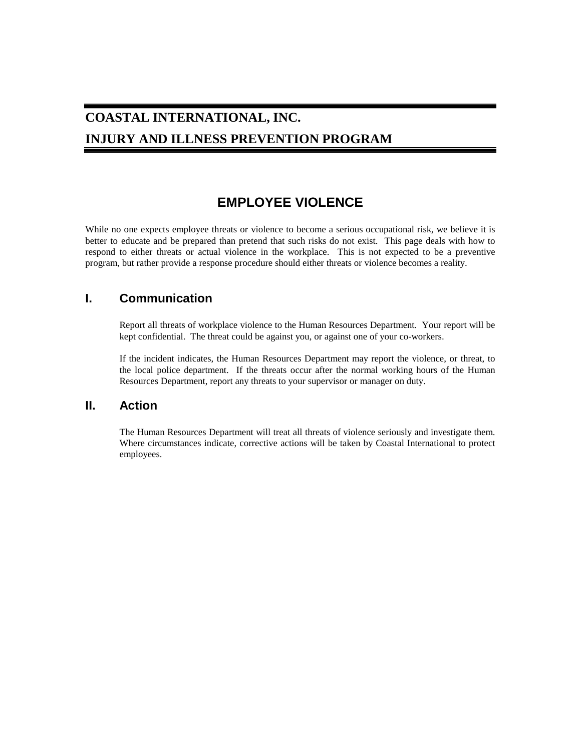# COASTAL INTERNATIONAL, INC.

# INJURY AND ILLNESS PREVENTION PROGRAM

## EMPLOYEE VIOLENCE

While no one expects employee threats or violence to become a serious occupational risk, we believe it is better to educate and be prepared than pretend that such risks do not exist. This page deals with how to respond to either threats or actual violence in the workplace. This is not expected to be a preventive program, but rather provide a response procedure should either threats or violence becomes a reality.

### I. Communication

Report all threats of workplace violence to the Human Resources Department. Your report will be kept confidential. The threat could be against you, or against one of your co-workers.

If the incident indicates, the Human Resources Department may report the violence, or threat, to the local police department. If the threats occur after the normal working hours of the Human Resources Department, report any threats to your supervisor or manager on duty.

### II. Action

The Human Resources Department will treat all threats of violence seriously and investigate them. Where circumstances indicate, corrective actions will be taken by Coastal International to protect employees.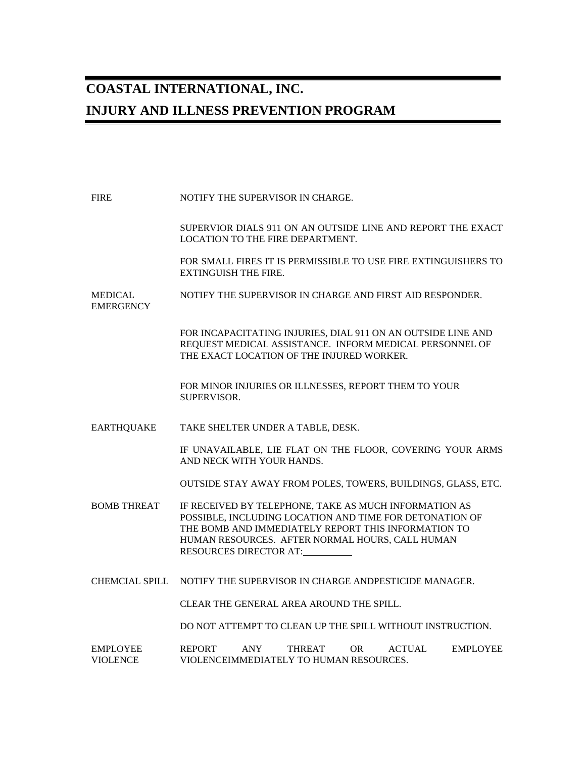# COASTAL INTERNATIONAL, INC.

# INJURY AND ILLNESS PREVENTION PROGRAM

| | |
|---|---|
| FIRE | NOTIFY THE SUPERVISOR IN CHARGE. |
| | SUPERVIOR DIALS 911 ON AN OUTSIDE LINE AND REPORT THE EXACT LOCATION TO THE FIRE DEPARTMENT. |
| | FOR SMALL FIRES IT IS PERMISSIBLE TO USE FIRE EXTINGUISHERS TO EXTINGUISH THE FIRE. |
| MEDICAL EMERGENCY | NOTIFY THE SUPERVISOR IN CHARGE AND FIRST AID RESPONDER. |
| | FOR INCAPACITATING INJURIES, DIAL 911 ON AN OUTSIDE LINE AND REQUEST MEDICAL ASSISTANCE. INFORM MEDICAL PERSONNEL OF THE EXACT LOCATION OF THE INJURED WORKER. |
| | FOR MINOR INJURIES OR ILLNESSES, REPORT THEM TO YOUR SUPERVISOR. |
| EARTHQUAKE | TAKE SHELTER UNDER A TABLE, DESK. |
| | IF UNAVAILABLE, LIE FLAT ON THE FLOOR, COVERING YOUR ARMS AND NECK WITH YOUR HANDS. |
| | OUTSIDE STAY AWAY FROM POLES, TOWERS, BUILDINGS, GLASS, ETC. |
| BOMB THREAT | IF RECEIVED BY TELEPHONE, TAKE AS MUCH INFORMATION AS POSSIBLE, INCLUDING LOCATION AND TIME FOR DETONATION OF THE BOMB AND IMMEDIATELY REPORT THIS INFORMATION TO HUMAN RESOURCES. AFTER NORMAL HOURS, CALL HUMAN RESOURCES DIRECTOR AT:__________ |
| CHEMCIAL SPILL | NOTIFY THE SUPERVISOR IN CHARGE ANDPESTICIDE MANAGER. |
| | CLEAR THE GENERAL AREA AROUND THE SPILL. |
| | DO NOT ATTEMPT TO CLEAN UP THE SPILL WITHOUT INSTRUCTION. |
| EMPLOYEE VIOLENCE | REPORT ANY THREAT OR ACTUAL EMPLOYEE VIOLENCEIMMEDIATELY TO HUMAN RESOURCES. |